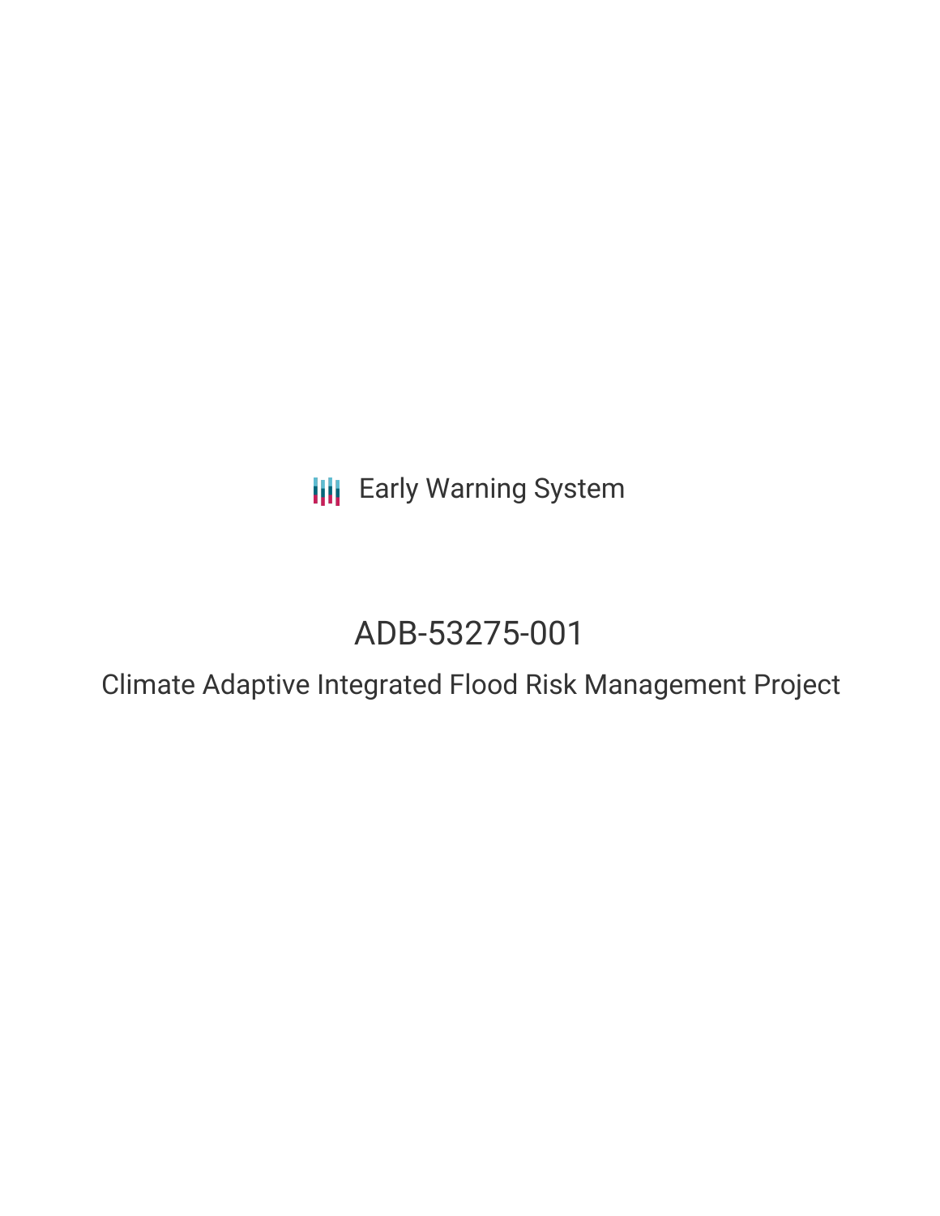Early Warning System

# ADB-53275-001

## Climate Adaptive Integrated Flood Risk Management Project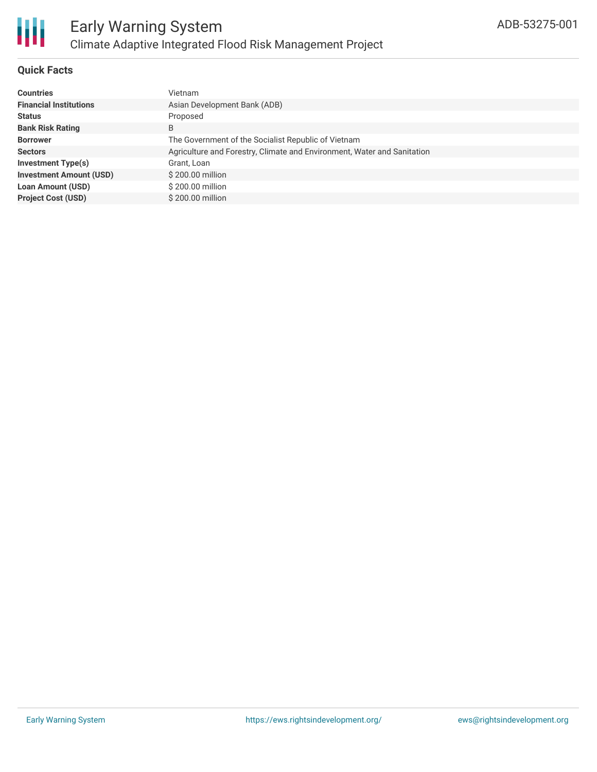# Early Warning System

## Climate Adaptive Integrated Flood Risk Management Project

ADB-53275-001

### Quick Facts

| | |
|---|---|
| **Countries** | Vietnam |
| **Financial Institutions** | Asian Development Bank (ADB) |
| **Status** | Proposed |
| **Bank Risk Rating** | B |
| **Borrower** | The Government of the Socialist Republic of Vietnam |
| **Sectors** | Agriculture and Forestry, Climate and Environment, Water and Sanitation |
| **Investment Type(s)** | Grant, Loan |
| **Investment Amount (USD)** | $ 200.00 million |
| **Loan Amount (USD)** | $ 200.00 million |
| **Project Cost (USD)** | $ 200.00 million |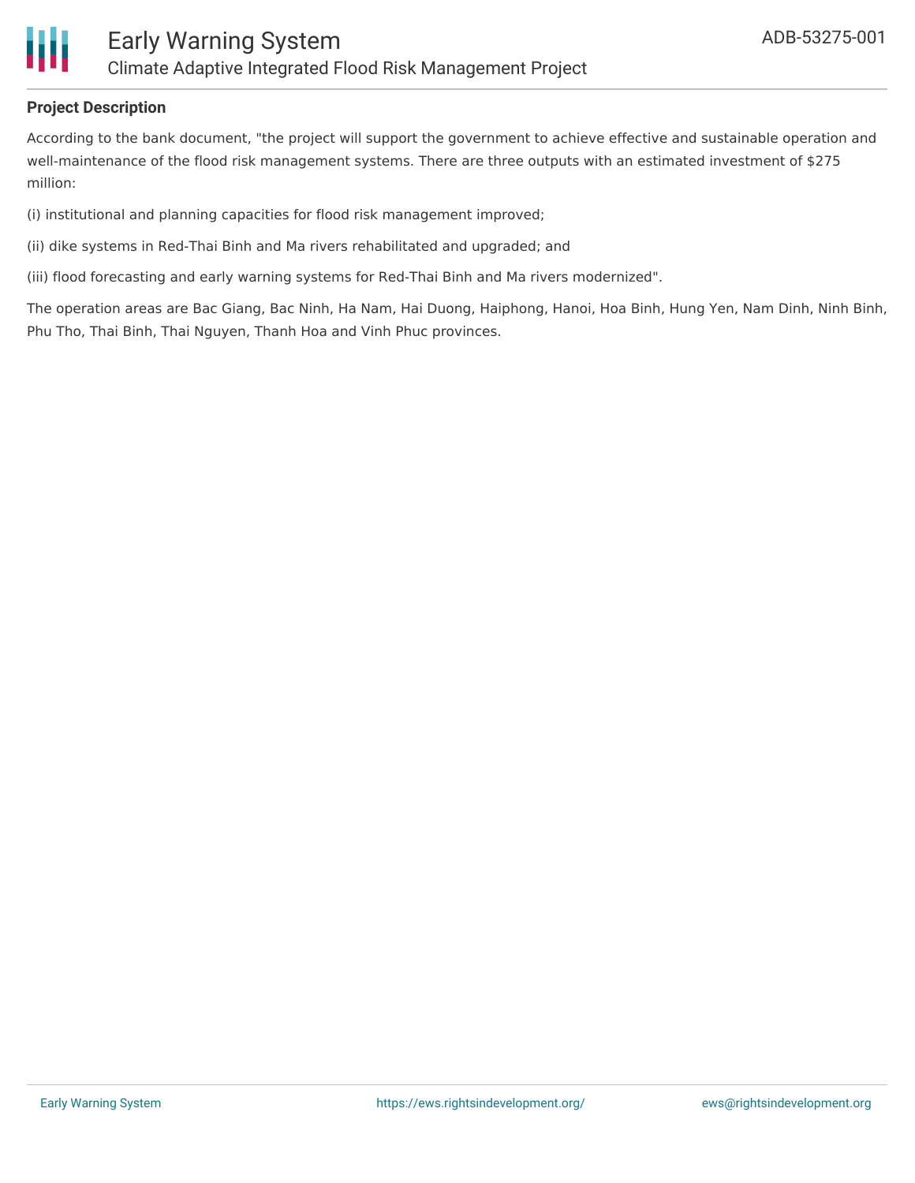## Project Description

According to the bank document, "the project will support the government to achieve effective and sustainable operation and well-maintenance of the flood risk management systems. There are three outputs with an estimated investment of $275 million:

(i) institutional and planning capacities for flood risk management improved;

(ii) dike systems in Red-Thai Binh and Ma rivers rehabilitated and upgraded; and

(iii) flood forecasting and early warning systems for Red-Thai Binh and Ma rivers modernized".

The operation areas are Bac Giang, Bac Ninh, Ha Nam, Hai Duong, Haiphong, Hanoi, Hoa Binh, Hung Yen, Nam Dinh, Ninh Binh, Phu Tho, Thai Binh, Thai Nguyen, Thanh Hoa and Vinh Phuc provinces.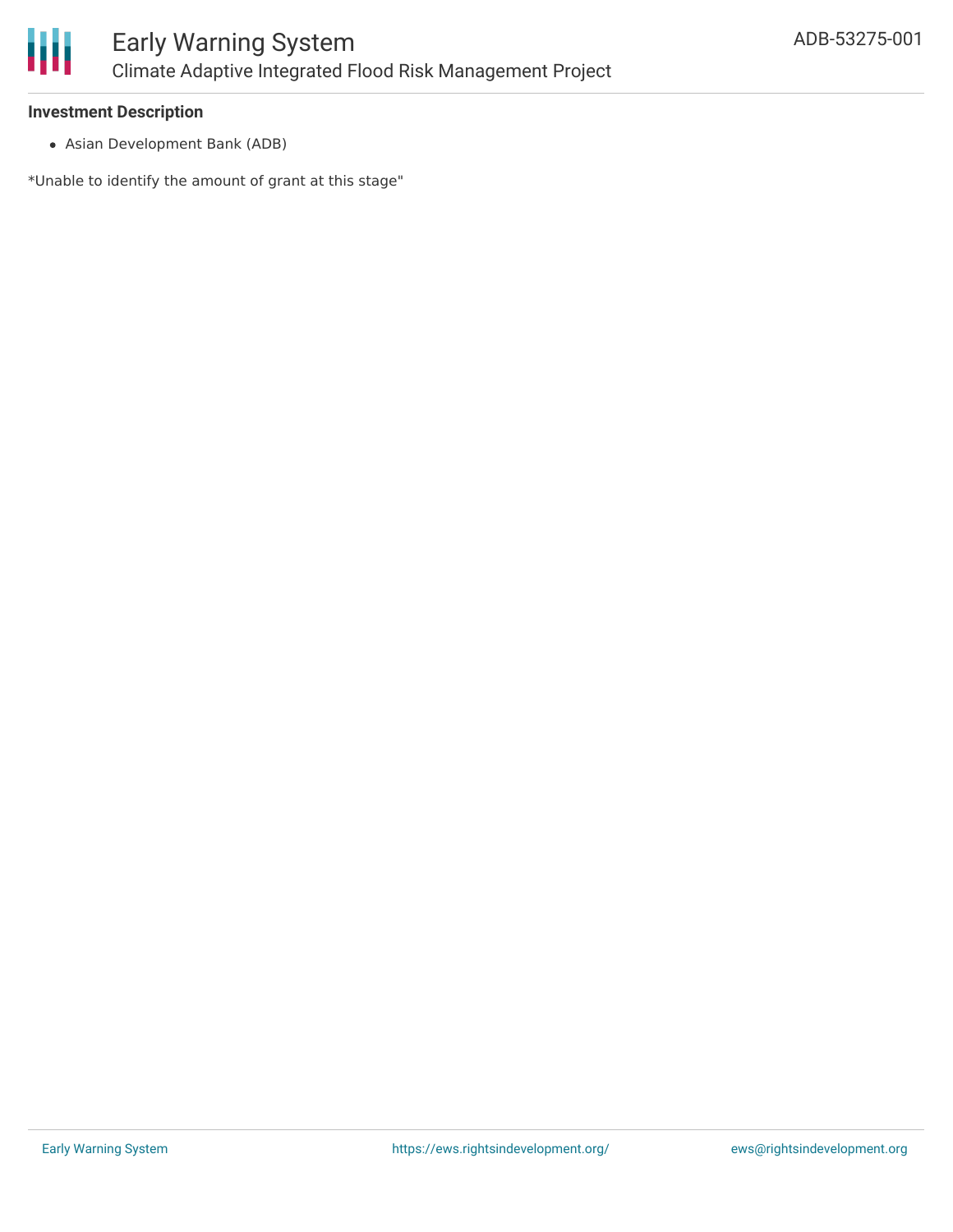**Investment Description**

- Asian Development Bank (ADB)

*Unable to identify the amount of grant at this stage"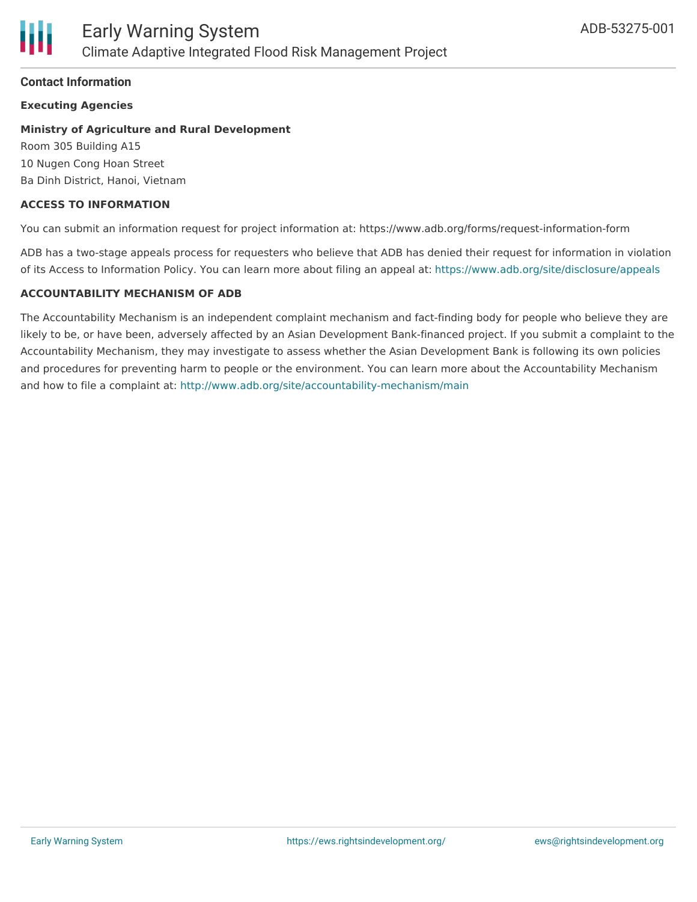## Contact Information

**Executing Agencies**

**Ministry of Agriculture and Rural Development**
Room 305 Building A15
10 Nugen Cong Hoan Street
Ba Dinh District, Hanoi, Vietnam

**ACCESS TO INFORMATION**

You can submit an information request for project information at: https://www.adb.org/forms/request-information-form

ADB has a two-stage appeals process for requesters who believe that ADB has denied their request for information in violation of its Access to Information Policy. You can learn more about filing an appeal at: https://www.adb.org/site/disclosure/appeals

**ACCOUNTABILITY MECHANISM OF ADB**

The Accountability Mechanism is an independent complaint mechanism and fact-finding body for people who believe they are likely to be, or have been, adversely affected by an Asian Development Bank-financed project. If you submit a complaint to the Accountability Mechanism, they may investigate to assess whether the Asian Development Bank is following its own policies and procedures for preventing harm to people or the environment. You can learn more about the Accountability Mechanism and how to file a complaint at: http://www.adb.org/site/accountability-mechanism/main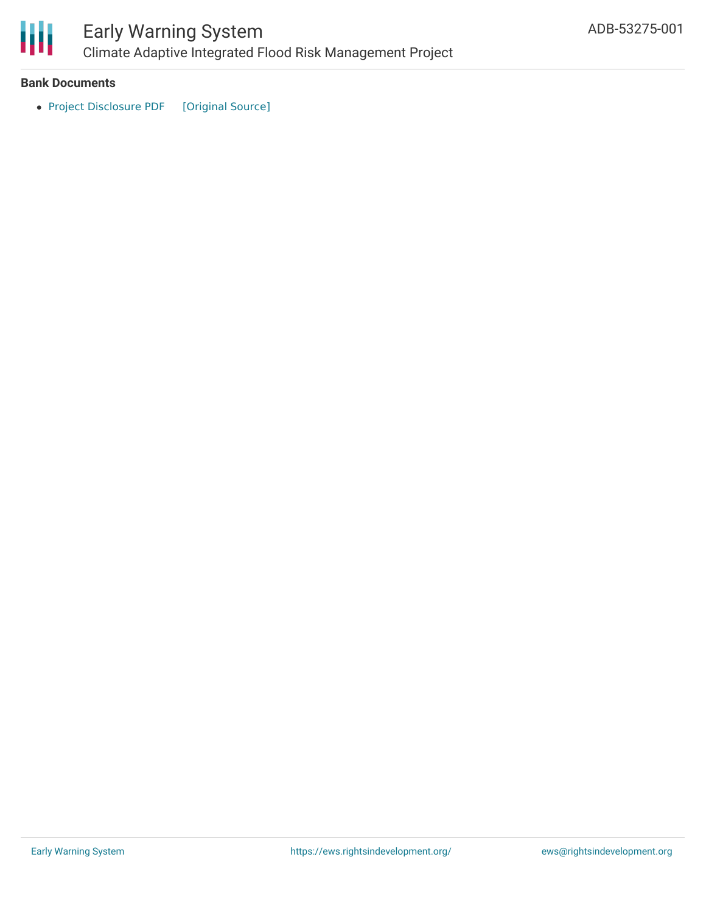### Bank Documents

- Project Disclosure PDF [Original Source]